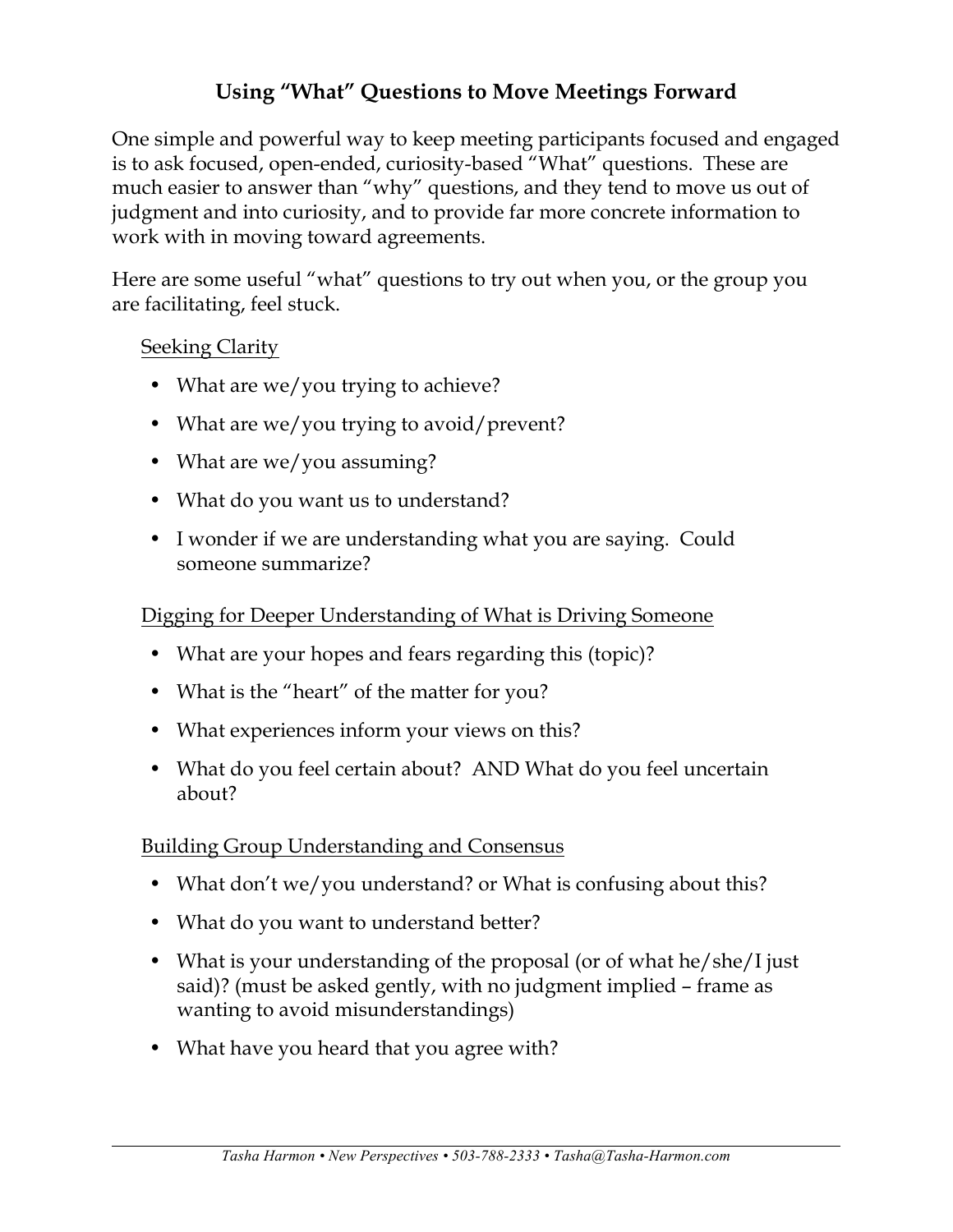# Using "What" Questions to Move Meetings Forward

One simple and powerful way to keep meeting participants focused and engaged is to ask focused, open-ended, curiosity-based "What" questions. These are much easier to answer than "why" questions, and they tend to move us out of judgment and into curiosity, and to provide far more concrete information to work with in moving toward agreements.

Here are some useful "what" questions to try out when you, or the group you are facilitating, feel stuck.

## Seeking Clarity

- What are we/you trying to achieve?
- What are we/you trying to avoid/prevent?
- What are we/you assuming?
- What do you want us to understand?
- I wonder if we are understanding what you are saying. Could someone summarize?

## Digging for Deeper Understanding of What is Driving Someone

- What are your hopes and fears regarding this (topic)?
- What is the "heart" of the matter for you?
- What experiences inform your views on this?
- What do you feel certain about? AND What do you feel uncertain about?

## Building Group Understanding and Consensus

- What don't we/you understand? or What is confusing about this?
- What do you want to understand better?
- What is your understanding of the proposal (or of what he/she/I just said)? (must be asked gently, with no judgment implied – frame as wanting to avoid misunderstandings)
- What have you heard that you agree with?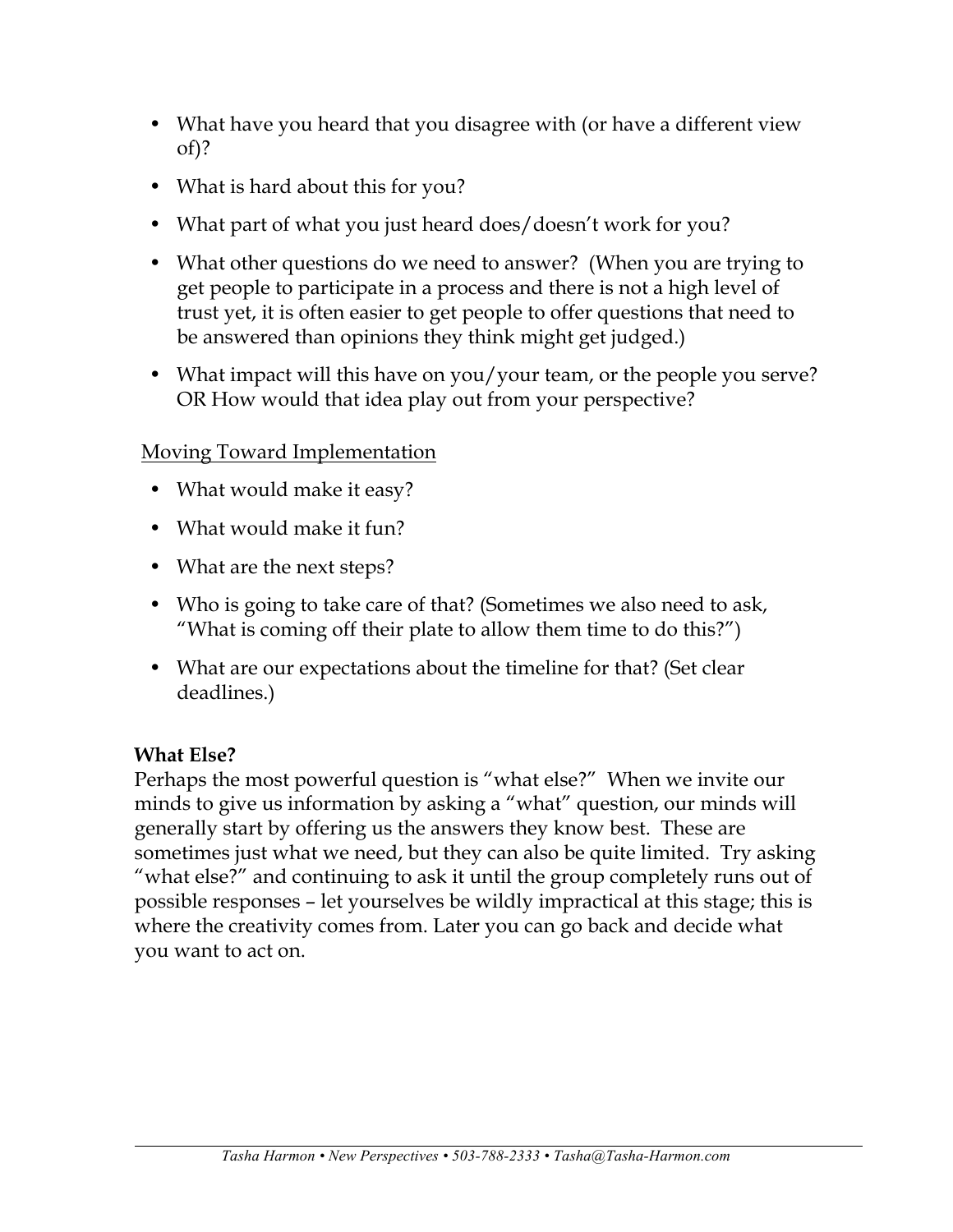- What have you heard that you disagree with (or have a different view of)?
- What is hard about this for you?
- What part of what you just heard does/doesn't work for you?
- What other questions do we need to answer? (When you are trying to get people to participate in a process and there is not a high level of trust yet, it is often easier to get people to offer questions that need to be answered than opinions they think might get judged.)
- What impact will this have on you/your team, or the people you serve? OR How would that idea play out from your perspective?

<u>Moving Toward Implementation</u>

- What would make it easy?
- What would make it fun?
- What are the next steps?
- Who is going to take care of that? (Sometimes we also need to ask, "What is coming off their plate to allow them time to do this?")
- What are our expectations about the timeline for that? (Set clear deadlines.)

**What Else?**

Perhaps the most powerful question is "what else?" When we invite our minds to give us information by asking a "what" question, our minds will generally start by offering us the answers they know best. These are sometimes just what we need, but they can also be quite limited. Try asking "what else?" and continuing to ask it until the group completely runs out of possible responses – let yourselves be wildly impractical at this stage; this is where the creativity comes from. Later you can go back and decide what you want to act on.